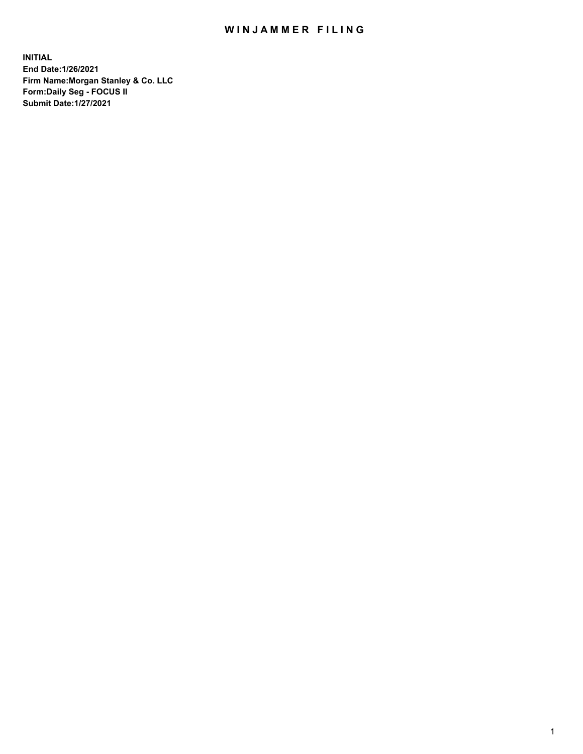# WINJAMMER FILING

**INITIAL**
**End Date:1/26/2021**
**Firm Name:Morgan Stanley & Co. LLC**
**Form:Daily Seg - FOCUS II**
**Submit Date:1/27/2021**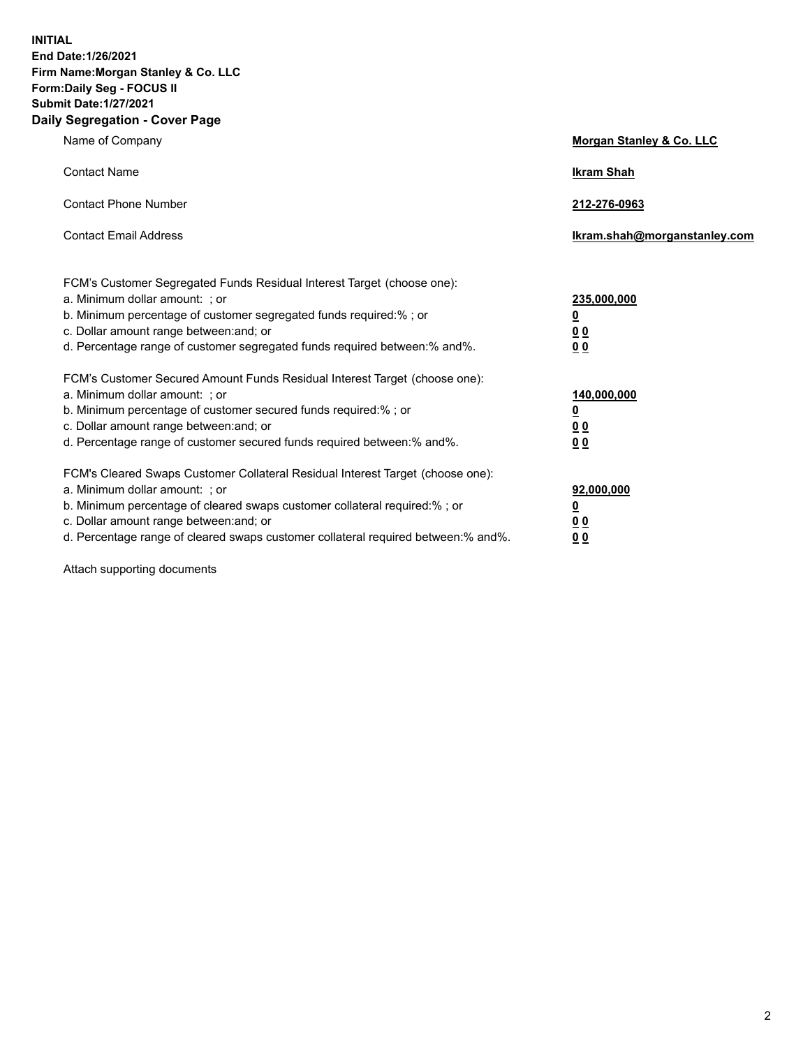**INITIAL**
**End Date:1/26/2021**
**Firm Name:Morgan Stanley & Co. LLC**
**Form:Daily Seg - FOCUS II**
**Submit Date:1/27/2021**

## Daily Segregation - Cover Page

| | |
|---|---|
| Name of Company | **Morgan Stanley & Co. LLC** |
| Contact Name | **Ikram Shah** |
| Contact Phone Number | **212-276-0963** |
| Contact Email Address | **Ikram.shah@morganstanley.com** |

| | |
|---|---|
| FCM's Customer Segregated Funds Residual Interest Target (choose one): | |
| a. Minimum dollar amount: ; or | **235,000,000** |
| b. Minimum percentage of customer segregated funds required:% ; or | **0** |
| c. Dollar amount range between:and; or | **0 0** |
| d. Percentage range of customer segregated funds required between:% and%. | **0 0** |
| FCM's Customer Secured Amount Funds Residual Interest Target (choose one): | |
| a. Minimum dollar amount: ; or | **140,000,000** |
| b. Minimum percentage of customer secured funds required:% ; or | **0** |
| c. Dollar amount range between:and; or | **0 0** |
| d. Percentage range of customer secured funds required between:% and%. | **0 0** |
| FCM's Cleared Swaps Customer Collateral Residual Interest Target (choose one): | |
| a. Minimum dollar amount: ; or | **92,000,000** |
| b. Minimum percentage of cleared swaps customer collateral required:% ; or | **0** |
| c. Dollar amount range between:and; or | **0 0** |
| d. Percentage range of cleared swaps customer collateral required between:% and%. | **0 0** |

Attach supporting documents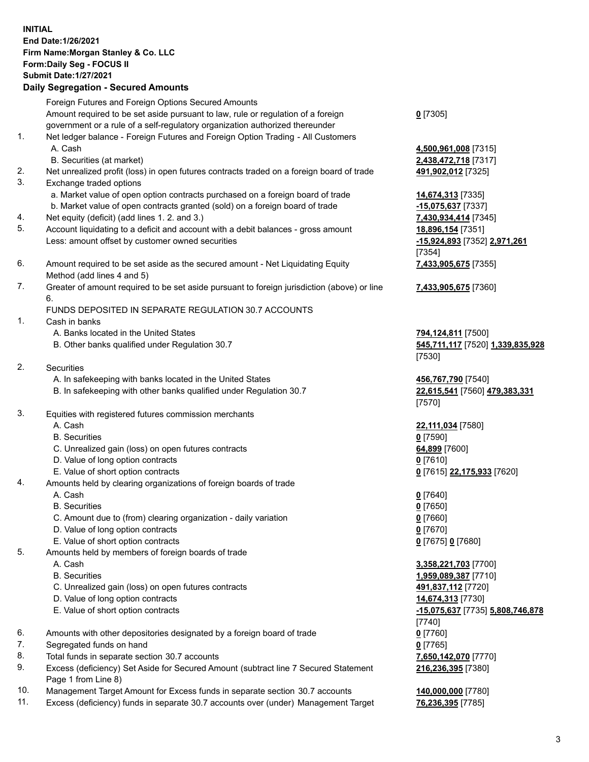**INITIAL**
**End Date:1/26/2021**
**Firm Name:Morgan Stanley & Co. LLC**
**Form:Daily Seg - FOCUS II**
**Submit Date:1/27/2021**

## Daily Segregation - Secured Amounts

| | | |
|---|---|---|
| | Foreign Futures and Foreign Options Secured Amounts | |
| | Amount required to be set aside pursuant to law, rule or regulation of a foreign government or a rule of a self-regulatory organization authorized thereunder | **0** [7305] |
| 1. | Net ledger balance - Foreign Futures and Foreign Option Trading - All Customers | |
| | A. Cash | **4,500,961,008** [7315] |
| | B. Securities (at market) | **2,438,472,718** [7317] |
| 2. | Net unrealized profit (loss) in open futures contracts traded on a foreign board of trade | **491,902,012** [7325] |
| 3. | Exchange traded options | |
| | a. Market value of open option contracts purchased on a foreign board of trade | **14,674,313** [7335] |
| | b. Market value of open contracts granted (sold) on a foreign board of trade | **-15,075,637** [7337] |
| 4. | Net equity (deficit) (add lines 1. 2. and 3.) | **7,430,934,414** [7345] |
| 5. | Account liquidating to a deficit and account with a debit balances - gross amount | **18,896,154** [7351] |
| | Less: amount offset by customer owned securities | **-15,924,893** [7352] **2,971,261** [7354] |
| 6. | Amount required to be set aside as the secured amount - Net Liquidating Equity Method (add lines 4 and 5) | **7,433,905,675** [7355] |
| 7. | Greater of amount required to be set aside pursuant to foreign jurisdiction (above) or line 6. | **7,433,905,675** [7360] |
| | FUNDS DEPOSITED IN SEPARATE REGULATION 30.7 ACCOUNTS | |
| 1. | Cash in banks | |
| | A. Banks located in the United States | **794,124,811** [7500] |
| | B. Other banks qualified under Regulation 30.7 | **545,711,117** [7520] **1,339,835,928** [7530] |
| 2. | Securities | |
| | A. In safekeeping with banks located in the United States | **456,767,790** [7540] |
| | B. In safekeeping with other banks qualified under Regulation 30.7 | **22,615,541** [7560] **479,383,331** [7570] |
| 3. | Equities with registered futures commission merchants | |
| | A. Cash | **22,111,034** [7580] |
| | B. Securities | **0** [7590] |
| | C. Unrealized gain (loss) on open futures contracts | **64,899** [7600] |
| | D. Value of long option contracts | **0** [7610] |
| | E. Value of short option contracts | **0** [7615] **22,175,933** [7620] |
| 4. | Amounts held by clearing organizations of foreign boards of trade | |
| | A. Cash | **0** [7640] |
| | B. Securities | **0** [7650] |
| | C. Amount due to (from) clearing organization - daily variation | **0** [7660] |
| | D. Value of long option contracts | **0** [7670] |
| | E. Value of short option contracts | **0** [7675] **0** [7680] |
| 5. | Amounts held by members of foreign boards of trade | |
| | A. Cash | **3,358,221,703** [7700] |
| | B. Securities | **1,959,089,387** [7710] |
| | C. Unrealized gain (loss) on open futures contracts | **491,837,112** [7720] |
| | D. Value of long option contracts | **14,674,313** [7730] |
| | E. Value of short option contracts | **-15,075,637** [7735] **5,808,746,878** [7740] |
| 6. | Amounts with other depositories designated by a foreign board of trade | **0** [7760] |
| 7. | Segregated funds on hand | **0** [7765] |
| 8. | Total funds in separate section 30.7 accounts | **7,650,142,070** [7770] |
| 9. | Excess (deficiency) Set Aside for Secured Amount (subtract line 7 Secured Statement Page 1 from Line 8) | **216,236,395** [7380] |
| 10. | Management Target Amount for Excess funds in separate section 30.7 accounts | **140,000,000** [7780] |
| 11. | Excess (deficiency) funds in separate 30.7 accounts over (under) Management Target | **76,236,395** [7785] |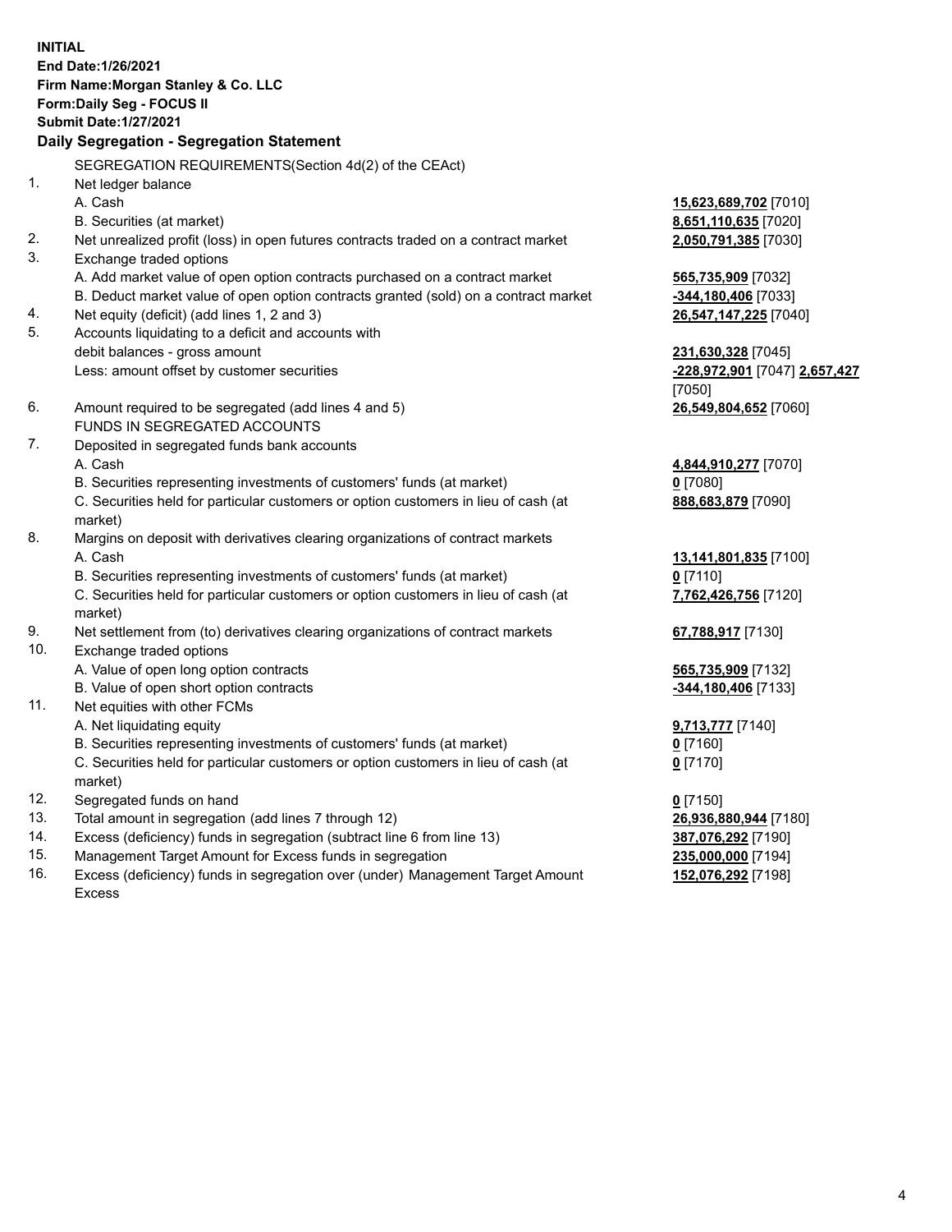**INITIAL**
**End Date:1/26/2021**
**Firm Name:Morgan Stanley & Co. LLC**
**Form:Daily Seg - FOCUS II**
**Submit Date:1/27/2021**

**Daily Segregation - Segregation Statement**

SEGREGATION REQUIREMENTS(Section 4d(2) of the CEAct)

| | | |
|---|---|---|
| 1. | Net ledger balance | |
| | A. Cash | **15,623,689,702** [7010] |
| | B. Securities (at market) | **8,651,110,635** [7020] |
| 2. | Net unrealized profit (loss) in open futures contracts traded on a contract market | **2,050,791,385** [7030] |
| 3. | Exchange traded options | |
| | A. Add market value of open option contracts purchased on a contract market | **565,735,909** [7032] |
| | B. Deduct market value of open option contracts granted (sold) on a contract market | **-344,180,406** [7033] |
| 4. | Net equity (deficit) (add lines 1, 2 and 3) | **26,547,147,225** [7040] |
| 5. | Accounts liquidating to a deficit and accounts with debit balances - gross amount | **231,630,328** [7045] |
| | Less: amount offset by customer securities | **-228,972,901** [7047] **2,657,427** [7050] |
| 6. | Amount required to be segregated (add lines 4 and 5) | **26,549,804,652** [7060] |
| | FUNDS IN SEGREGATED ACCOUNTS | |
| 7. | Deposited in segregated funds bank accounts | |
| | A. Cash | **4,844,910,277** [7070] |
| | B. Securities representing investments of customers' funds (at market) | **0** [7080] |
| | C. Securities held for particular customers or option customers in lieu of cash (at market) | **888,683,879** [7090] |
| 8. | Margins on deposit with derivatives clearing organizations of contract markets | |
| | A. Cash | **13,141,801,835** [7100] |
| | B. Securities representing investments of customers' funds (at market) | **0** [7110] |
| | C. Securities held for particular customers or option customers in lieu of cash (at market) | **7,762,426,756** [7120] |
| 9. | Net settlement from (to) derivatives clearing organizations of contract markets | **67,788,917** [7130] |
| 10. | Exchange traded options | |
| | A. Value of open long option contracts | **565,735,909** [7132] |
| | B. Value of open short option contracts | **-344,180,406** [7133] |
| 11. | Net equities with other FCMs | |
| | A. Net liquidating equity | **9,713,777** [7140] |
| | B. Securities representing investments of customers' funds (at market) | **0** [7160] |
| | C. Securities held for particular customers or option customers in lieu of cash (at market) | **0** [7170] |
| 12. | Segregated funds on hand | **0** [7150] |
| 13. | Total amount in segregation (add lines 7 through 12) | **26,936,880,944** [7180] |
| 14. | Excess (deficiency) funds in segregation (subtract line 6 from line 13) | **387,076,292** [7190] |
| 15. | Management Target Amount for Excess funds in segregation | **235,000,000** [7194] |
| 16. | Excess (deficiency) funds in segregation over (under) Management Target Amount Excess | **152,076,292** [7198] |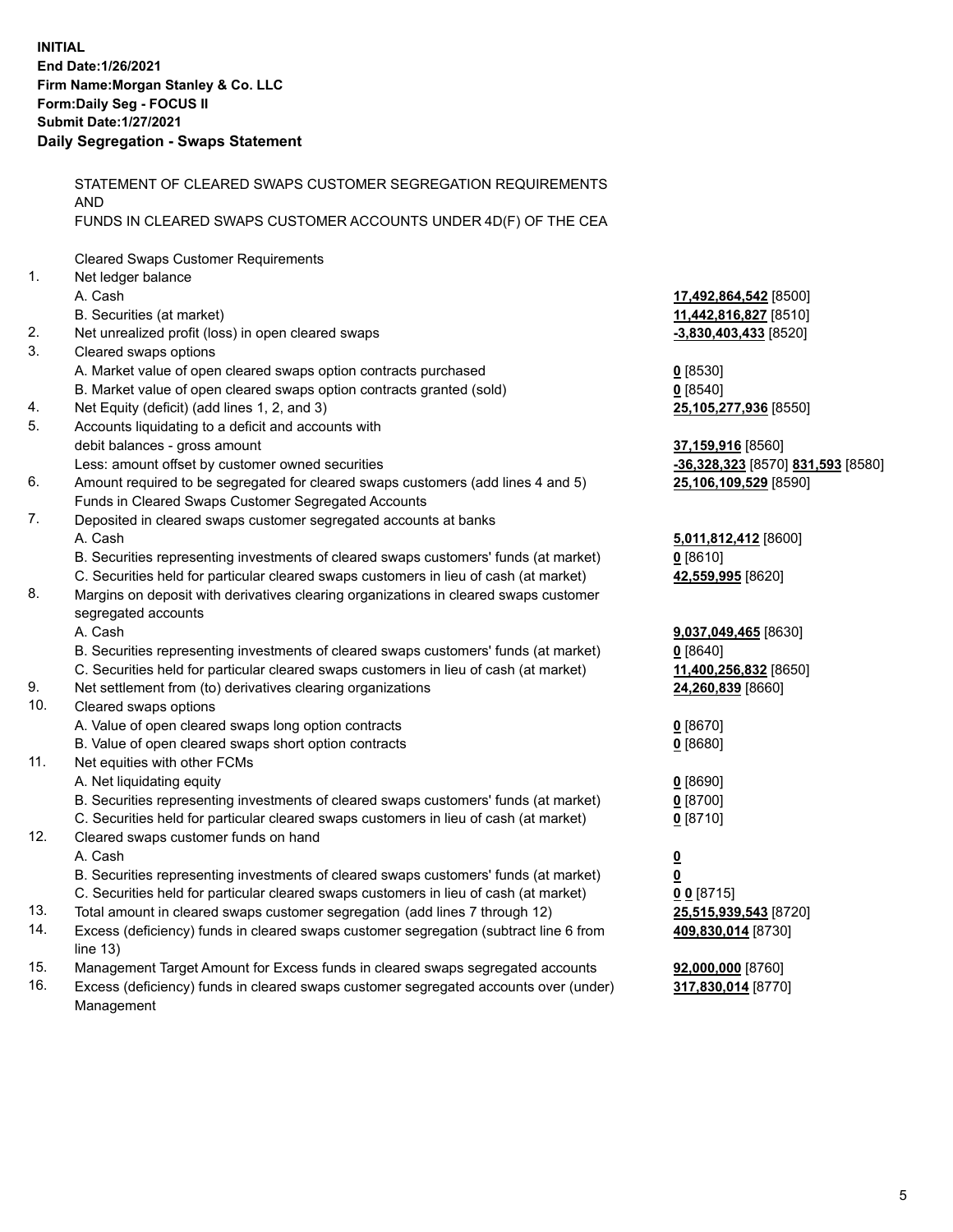**INITIAL**
**End Date:1/26/2021**
**Firm Name:Morgan Stanley & Co. LLC**
**Form:Daily Seg - FOCUS II**
**Submit Date:1/27/2021**
**Daily Segregation - Swaps Statement**

STATEMENT OF CLEARED SWAPS CUSTOMER SEGREGATION REQUIREMENTS AND FUNDS IN CLEARED SWAPS CUSTOMER ACCOUNTS UNDER 4D(F) OF THE CEA

| | | |
|---|---|---|
| | Cleared Swaps Customer Requirements | |
| 1. | Net ledger balance | |
| | A. Cash | **17,492,864,542** [8500] |
| | B. Securities (at market) | **11,442,816,827** [8510] |
| 2. | Net unrealized profit (loss) in open cleared swaps | **-3,830,403,433** [8520] |
| 3. | Cleared swaps options | |
| | A. Market value of open cleared swaps option contracts purchased | **0** [8530] |
| | B. Market value of open cleared swaps option contracts granted (sold) | **0** [8540] |
| 4. | Net Equity (deficit) (add lines 1, 2, and 3) | **25,105,277,936** [8550] |
| 5. | Accounts liquidating to a deficit and accounts with debit balances - gross amount | **37,159,916** [8560] |
| | Less: amount offset by customer owned securities | **-36,328,323** [8570] **831,593** [8580] |
| 6. | Amount required to be segregated for cleared swaps customers (add lines 4 and 5) | **25,106,109,529** [8590] |
| | Funds in Cleared Swaps Customer Segregated Accounts | |
| 7. | Deposited in cleared swaps customer segregated accounts at banks | |
| | A. Cash | **5,011,812,412** [8600] |
| | B. Securities representing investments of cleared swaps customers' funds (at market) | **0** [8610] |
| | C. Securities held for particular cleared swaps customers in lieu of cash (at market) | **42,559,995** [8620] |
| 8. | Margins on deposit with derivatives clearing organizations in cleared swaps customer segregated accounts | |
| | A. Cash | **9,037,049,465** [8630] |
| | B. Securities representing investments of cleared swaps customers' funds (at market) | **0** [8640] |
| | C. Securities held for particular cleared swaps customers in lieu of cash (at market) | **11,400,256,832** [8650] |
| 9. | Net settlement from (to) derivatives clearing organizations | **24,260,839** [8660] |
| 10. | Cleared swaps options | |
| | A. Value of open cleared swaps long option contracts | **0** [8670] |
| | B. Value of open cleared swaps short option contracts | **0** [8680] |
| 11. | Net equities with other FCMs | |
| | A. Net liquidating equity | **0** [8690] |
| | B. Securities representing investments of cleared swaps customers' funds (at market) | **0** [8700] |
| | C. Securities held for particular cleared swaps customers in lieu of cash (at market) | **0** [8710] |
| 12. | Cleared swaps customer funds on hand | |
| | A. Cash | **0** |
| | B. Securities representing investments of cleared swaps customers' funds (at market) | **0** |
| | C. Securities held for particular cleared swaps customers in lieu of cash (at market) | **0** **0** [8715] |
| 13. | Total amount in cleared swaps customer segregation (add lines 7 through 12) | **25,515,939,543** [8720] |
| 14. | Excess (deficiency) funds in cleared swaps customer segregation (subtract line 6 from line 13) | **409,830,014** [8730] |
| 15. | Management Target Amount for Excess funds in cleared swaps segregated accounts | **92,000,000** [8760] |
| 16. | Excess (deficiency) funds in cleared swaps customer segregated accounts over (under) Management | **317,830,014** [8770] |